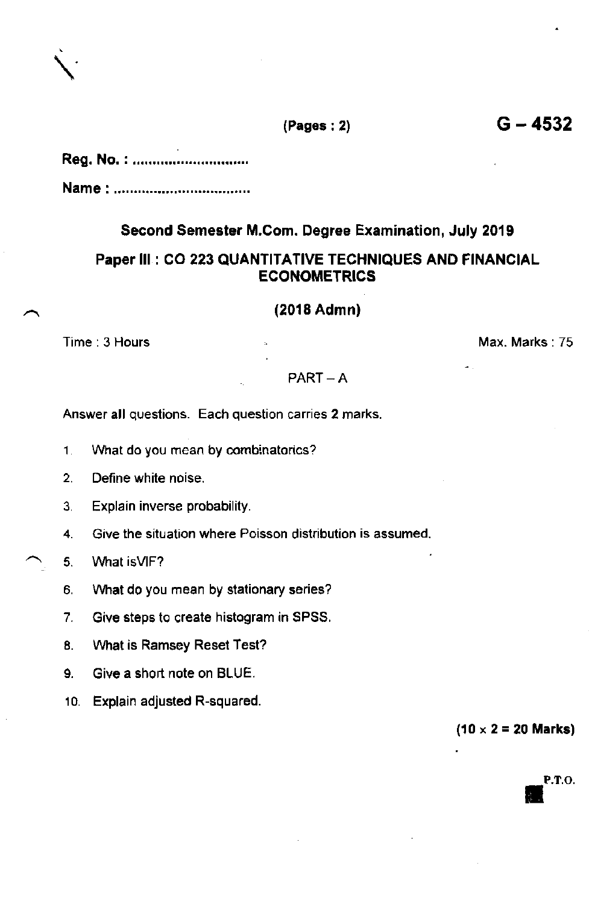(Pages : 2) **G – 4532**

**Reg. No. : ..............................**

**Name : ..................................**

## Second Semester M.Com. Degree Examination, July 2019

## Paper III : CO 223 QUANTITATIVE TECHNIQUES AND FINANCIAL ECONOMETRICS

### (2018 Admn)

Time : 3 Hours Max. Marks : 75

PART – A

Answer **all** questions. Each question carries **2** marks.

1. What do you mean by combinatorics?
2. Define white noise.
3. Explain inverse probability.
4. Give the situation where Poisson distribution is assumed.
5. What isVIF?
6. What do you mean by stationary series?
7. Give steps to create histogram in SPSS.
8. What is Ramsey Reset Test?
9. Give a short note on BLUE.
10. Explain adjusted R-squared.

**(10 × 2 = 20 Marks)**

P.T.O.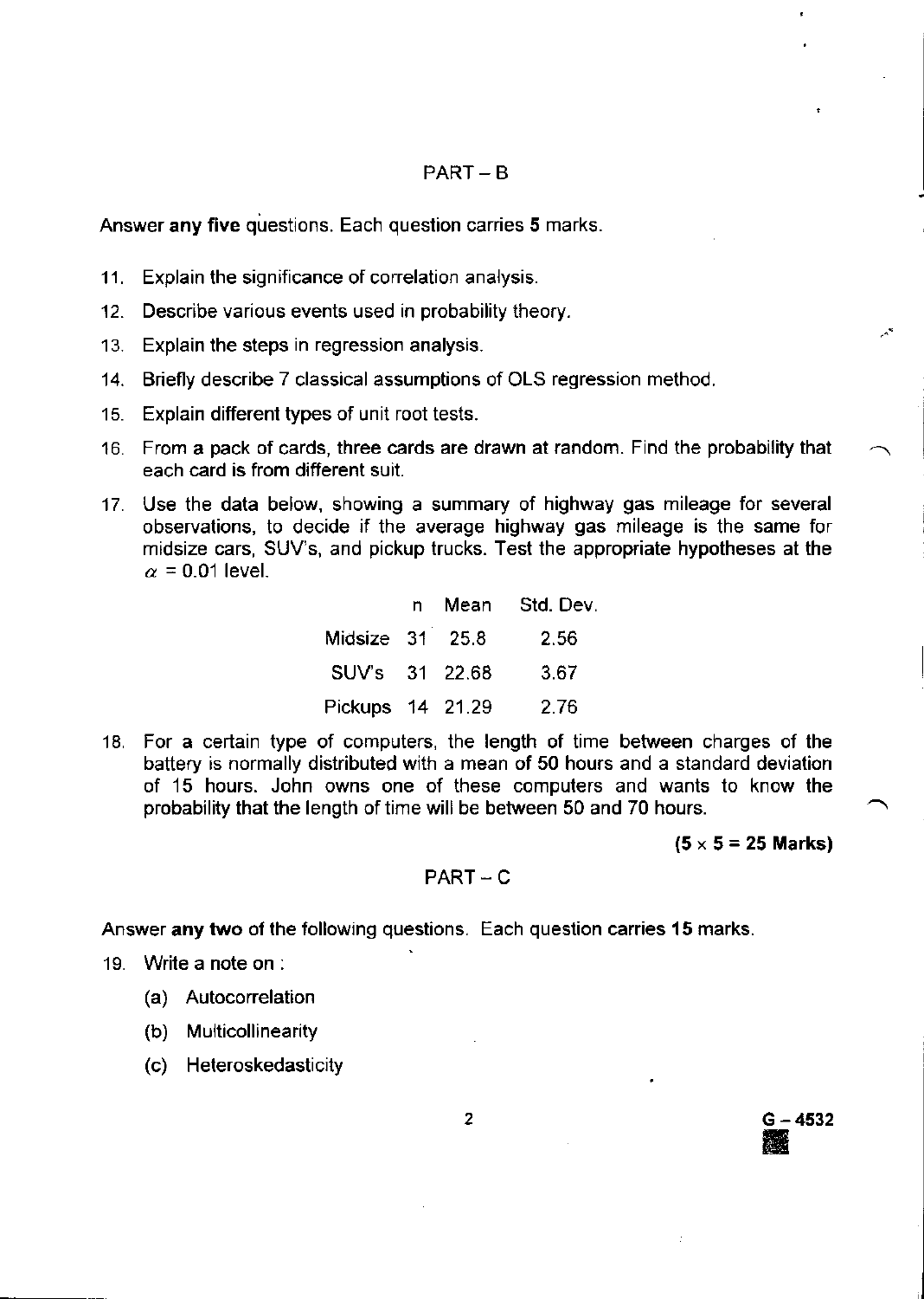## PART – B

Answer **any five** questions. Each question carries **5** marks.

11. Explain the significance of correlation analysis.
12. Describe various events used in probability theory.
13. Explain the steps in regression analysis.
14. Briefly describe 7 classical assumptions of OLS regression method.
15. Explain different types of unit root tests.
16. From a pack of cards, three cards are drawn at random. Find the probability that each card is from different suit.
17. Use the data below, showing a summary of highway gas mileage for several observations, to decide if the average highway gas mileage is the same for midsize cars, SUV's, and pickup trucks. Test the appropriate hypotheses at the $\alpha = 0.01$ level.

| | n | Mean | Std. Dev. |
|---|---|---|---|
| Midsize | 31 | 25.8 | 2.56 |
| SUV's | 31 | 22.68 | 3.67 |
| Pickups | 14 | 21.29 | 2.76 |

18. For a certain type of computers, the length of time between charges of the battery is normally distributed with a mean of 50 hours and a standard deviation of 15 hours. John owns one of these computers and wants to know the probability that the length of time will be between 50 and 70 hours.

**(5 × 5 = 25 Marks)**

## PART – C

Answer **any two** of the following questions. Each question carries **15** marks.

19. Write a note on :
    (a) Autocorrelation
    (b) Multicollinearity
    (c) Heteroskedasticity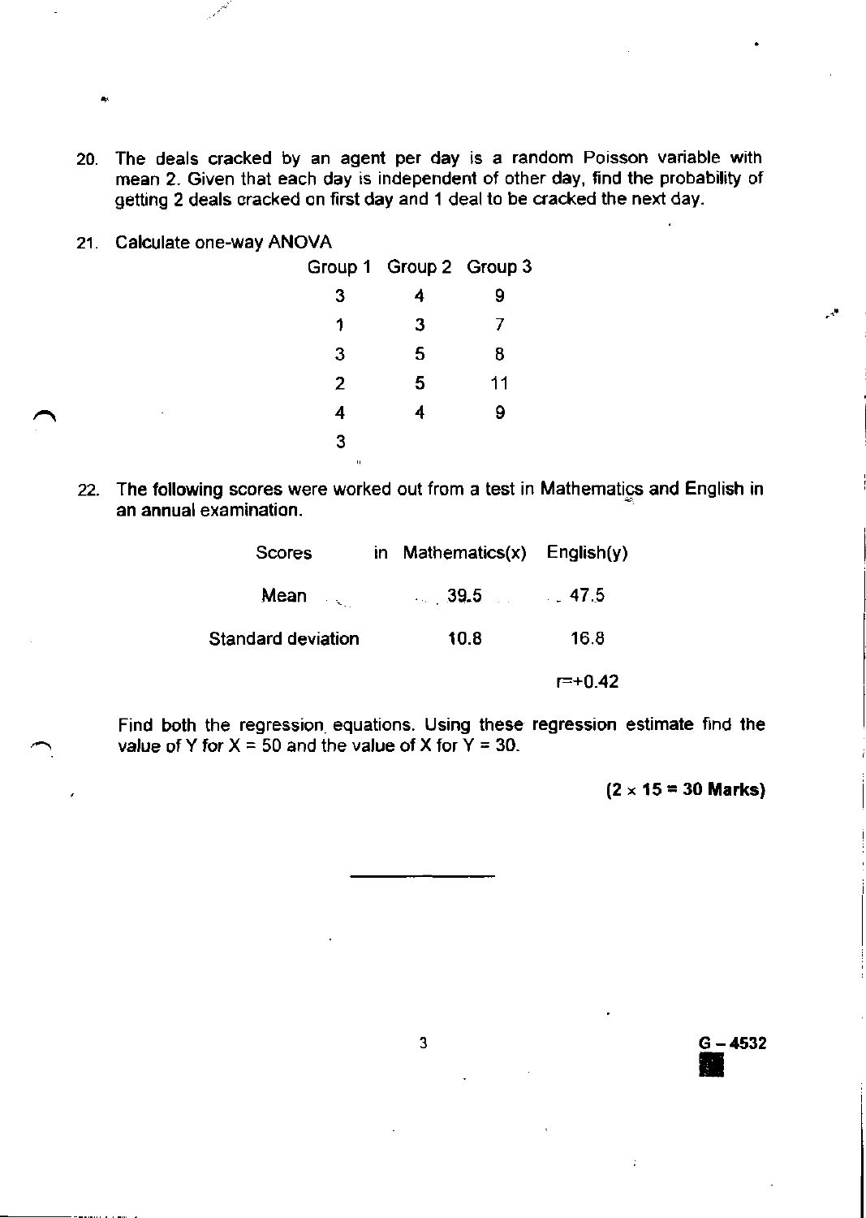20. The deals cracked by an agent per day is a random Poisson variable with mean 2. Given that each day is independent of other day, find the probability of getting 2 deals cracked on first day and 1 deal to be cracked the next day.

21. Calculate one-way ANOVA

| Group 1 | Group 2 | Group 3 |
|---|---|---|
| 3 | 4 | 9 |
| 1 | 3 | 7 |
| 3 | 5 | 8 |
| 2 | 5 | 11 |
| 4 | 4 | 9 |
| 3 | | |

22. The following scores were worked out from a test in Mathematics and English in an annual examination.

| Scores in | Mathematics(x) | English(y) |
|---|---|---|
| Mean | 39.5 | 47.5 |
| Standard deviation | 10.8 | 16.8 |
| | | r=+0.42 |

Find both the regression equations. Using these regression estimate find the value of Y for X = 50 and the value of X for Y = 30.

**(2 × 15 = 30 Marks)**

---